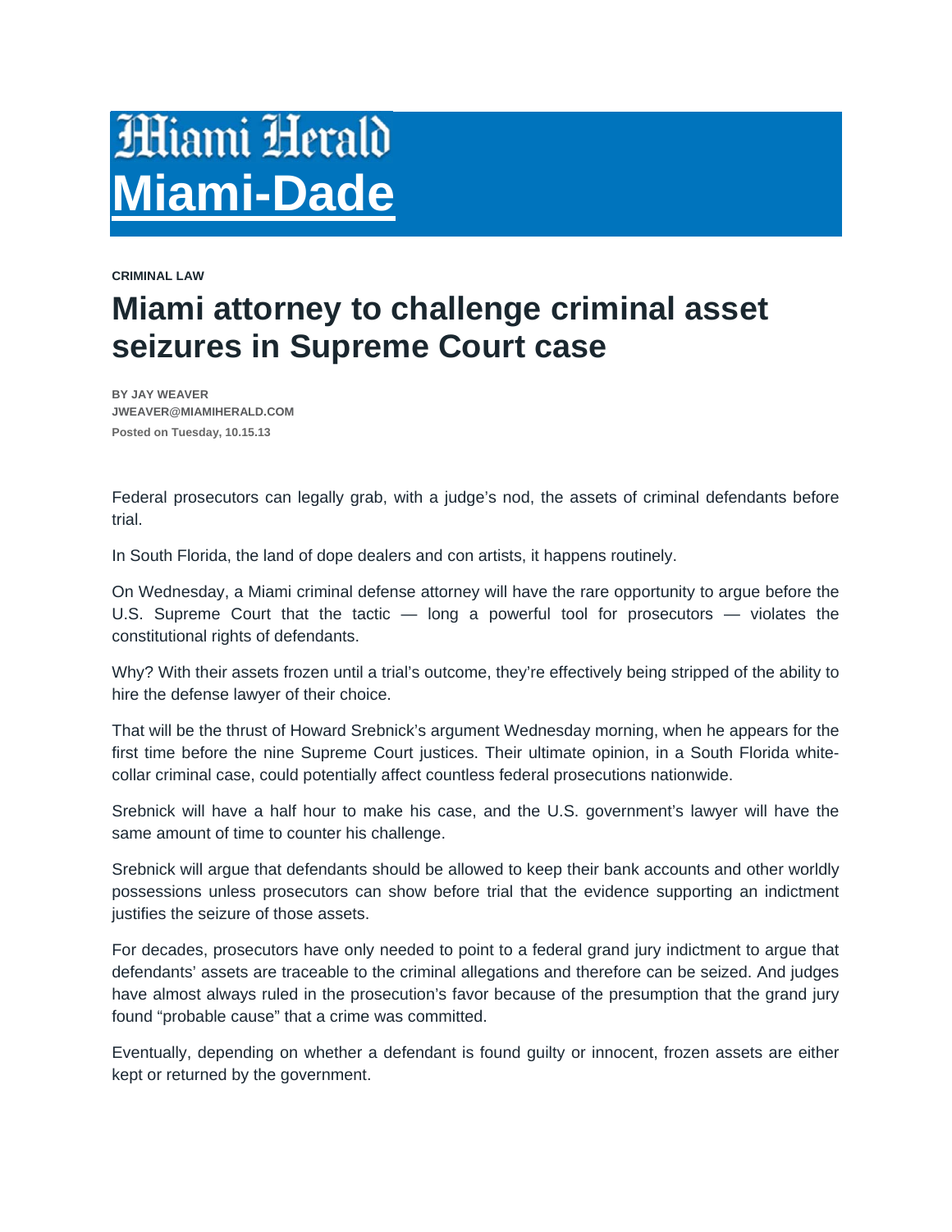Miami Herald

Miami-Dade

**CRIMINAL LAW**

# Miami attorney to challenge criminal asset seizures in Supreme Court case

**BY JAY WEAVER**
**JWEAVER@MIAMIHERALD.COM**
**Posted on Tuesday, 10.15.13**

Federal prosecutors can legally grab, with a judge's nod, the assets of criminal defendants before trial.

In South Florida, the land of dope dealers and con artists, it happens routinely.

On Wednesday, a Miami criminal defense attorney will have the rare opportunity to argue before the U.S. Supreme Court that the tactic — long a powerful tool for prosecutors — violates the constitutional rights of defendants.

Why? With their assets frozen until a trial's outcome, they're effectively being stripped of the ability to hire the defense lawyer of their choice.

That will be the thrust of Howard Srebnick's argument Wednesday morning, when he appears for the first time before the nine Supreme Court justices. Their ultimate opinion, in a South Florida white-collar criminal case, could potentially affect countless federal prosecutions nationwide.

Srebnick will have a half hour to make his case, and the U.S. government's lawyer will have the same amount of time to counter his challenge.

Srebnick will argue that defendants should be allowed to keep their bank accounts and other worldly possessions unless prosecutors can show before trial that the evidence supporting an indictment justifies the seizure of those assets.

For decades, prosecutors have only needed to point to a federal grand jury indictment to argue that defendants' assets are traceable to the criminal allegations and therefore can be seized. And judges have almost always ruled in the prosecution's favor because of the presumption that the grand jury found "probable cause" that a crime was committed.

Eventually, depending on whether a defendant is found guilty or innocent, frozen assets are either kept or returned by the government.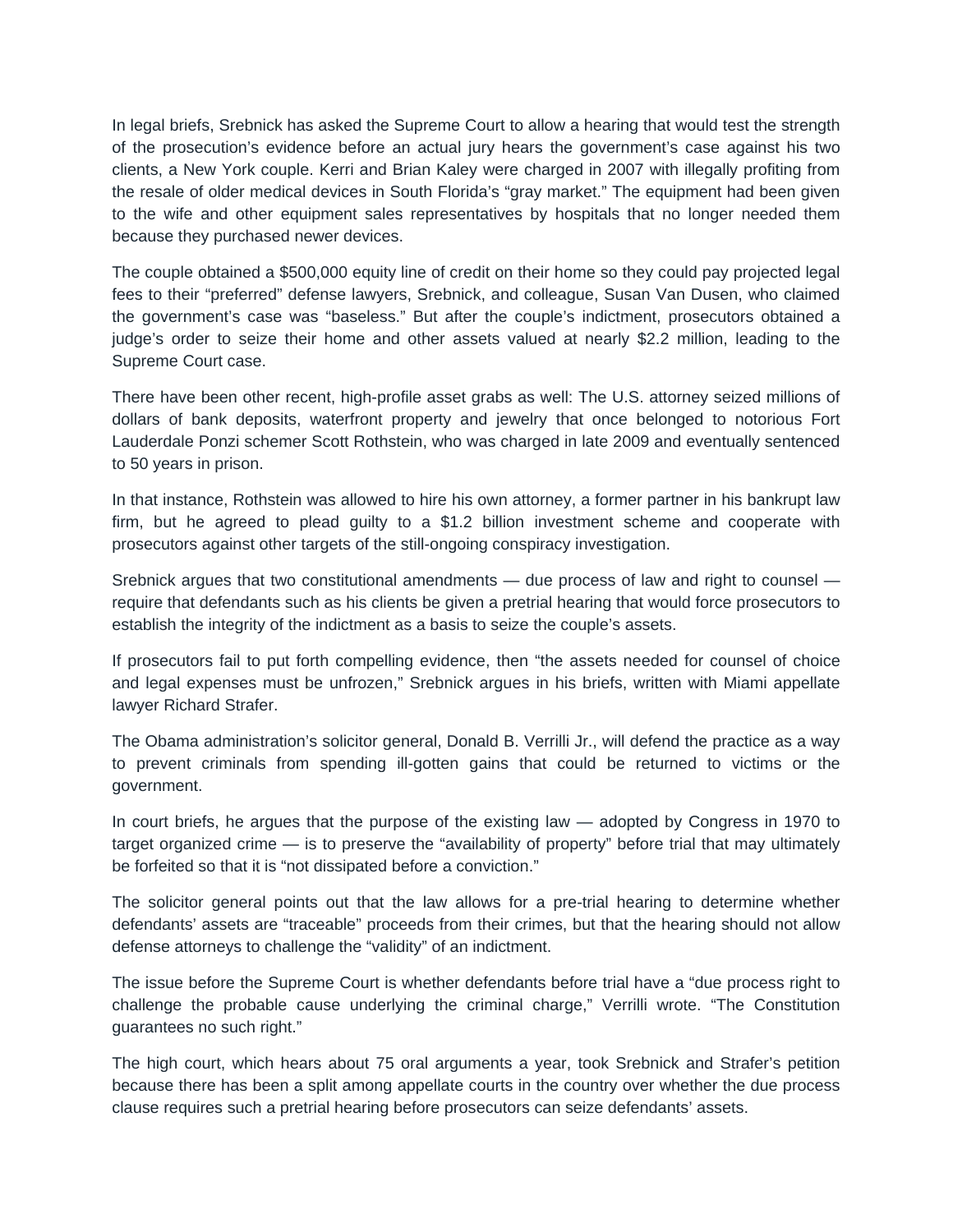In legal briefs, Srebnick has asked the Supreme Court to allow a hearing that would test the strength of the prosecution's evidence before an actual jury hears the government's case against his two clients, a New York couple. Kerri and Brian Kaley were charged in 2007 with illegally profiting from the resale of older medical devices in South Florida's "gray market." The equipment had been given to the wife and other equipment sales representatives by hospitals that no longer needed them because they purchased newer devices.

The couple obtained a $500,000 equity line of credit on their home so they could pay projected legal fees to their "preferred" defense lawyers, Srebnick, and colleague, Susan Van Dusen, who claimed the government's case was "baseless." But after the couple's indictment, prosecutors obtained a judge's order to seize their home and other assets valued at nearly $2.2 million, leading to the Supreme Court case.

There have been other recent, high-profile asset grabs as well: The U.S. attorney seized millions of dollars of bank deposits, waterfront property and jewelry that once belonged to notorious Fort Lauderdale Ponzi schemer Scott Rothstein, who was charged in late 2009 and eventually sentenced to 50 years in prison.

In that instance, Rothstein was allowed to hire his own attorney, a former partner in his bankrupt law firm, but he agreed to plead guilty to a $1.2 billion investment scheme and cooperate with prosecutors against other targets of the still-ongoing conspiracy investigation.

Srebnick argues that two constitutional amendments — due process of law and right to counsel — require that defendants such as his clients be given a pretrial hearing that would force prosecutors to establish the integrity of the indictment as a basis to seize the couple's assets.

If prosecutors fail to put forth compelling evidence, then "the assets needed for counsel of choice and legal expenses must be unfrozen," Srebnick argues in his briefs, written with Miami appellate lawyer Richard Strafer.

The Obama administration's solicitor general, Donald B. Verrilli Jr., will defend the practice as a way to prevent criminals from spending ill-gotten gains that could be returned to victims or the government.

In court briefs, he argues that the purpose of the existing law — adopted by Congress in 1970 to target organized crime — is to preserve the "availability of property" before trial that may ultimately be forfeited so that it is "not dissipated before a conviction."

The solicitor general points out that the law allows for a pre-trial hearing to determine whether defendants' assets are "traceable" proceeds from their crimes, but that the hearing should not allow defense attorneys to challenge the "validity" of an indictment.

The issue before the Supreme Court is whether defendants before trial have a "due process right to challenge the probable cause underlying the criminal charge," Verrilli wrote. "The Constitution guarantees no such right."

The high court, which hears about 75 oral arguments a year, took Srebnick and Strafer's petition because there has been a split among appellate courts in the country over whether the due process clause requires such a pretrial hearing before prosecutors can seize defendants' assets.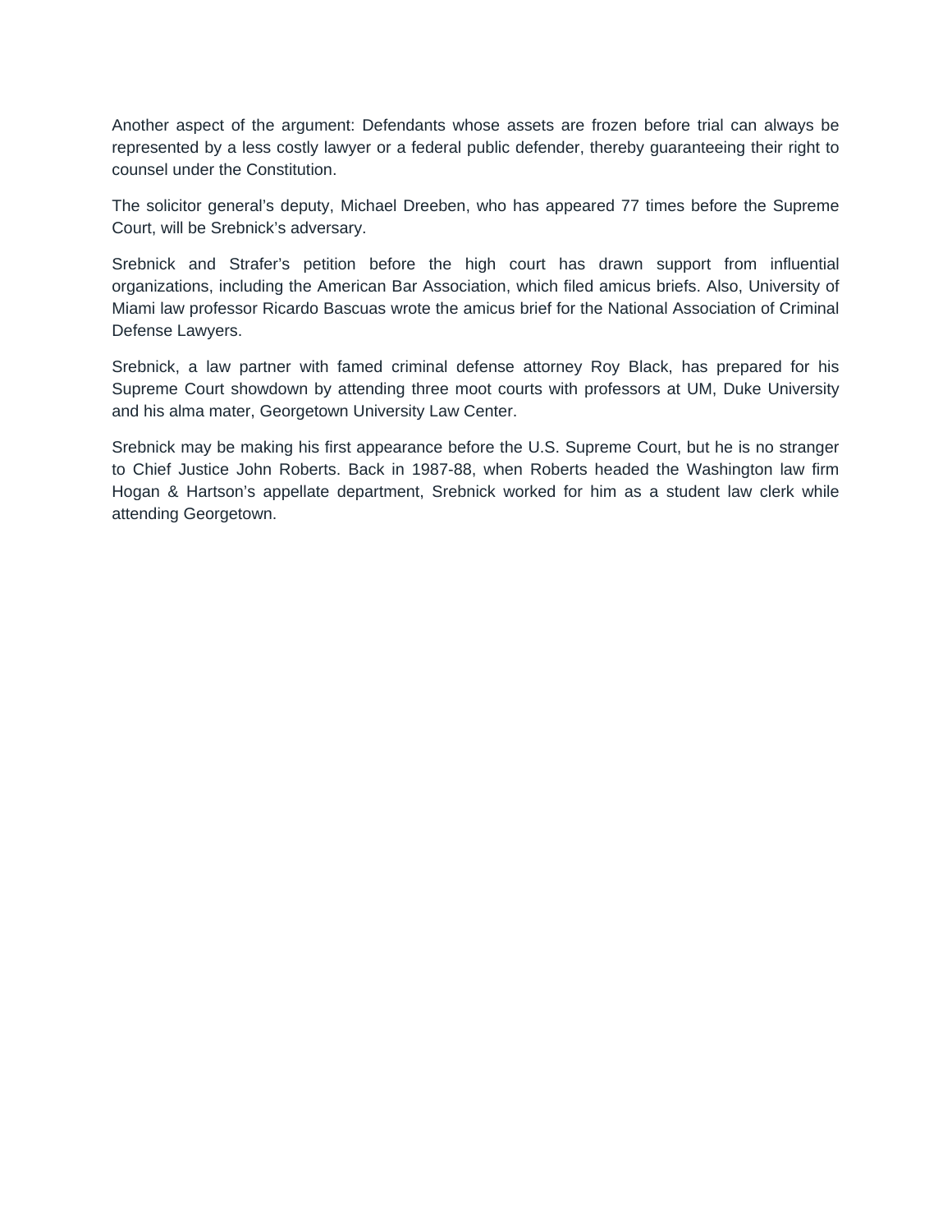Another aspect of the argument: Defendants whose assets are frozen before trial can always be represented by a less costly lawyer or a federal public defender, thereby guaranteeing their right to counsel under the Constitution.

The solicitor general's deputy, Michael Dreeben, who has appeared 77 times before the Supreme Court, will be Srebnick's adversary.

Srebnick and Strafer's petition before the high court has drawn support from influential organizations, including the American Bar Association, which filed amicus briefs. Also, University of Miami law professor Ricardo Bascuas wrote the amicus brief for the National Association of Criminal Defense Lawyers.

Srebnick, a law partner with famed criminal defense attorney Roy Black, has prepared for his Supreme Court showdown by attending three moot courts with professors at UM, Duke University and his alma mater, Georgetown University Law Center.

Srebnick may be making his first appearance before the U.S. Supreme Court, but he is no stranger to Chief Justice John Roberts. Back in 1987-88, when Roberts headed the Washington law firm Hogan & Hartson's appellate department, Srebnick worked for him as a student law clerk while attending Georgetown.